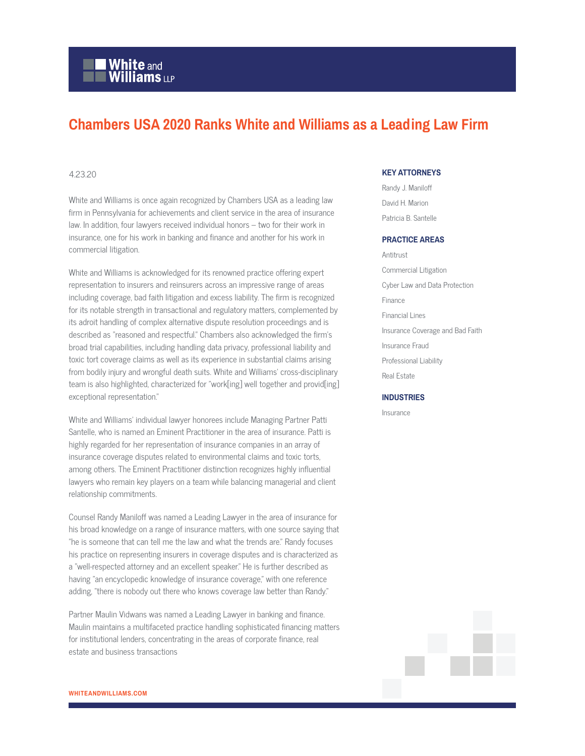# Chambers USA 2020 Ranks White and Williams as a Leading Law Firm

4.23.20

White and Williams is once again recognized by Chambers USA as a leading law firm in Pennsylvania for achievements and client service in the area of insurance law. In addition, four lawyers received individual honors – two for their work in insurance, one for his work in banking and finance and another for his work in commercial litigation.

White and Williams is acknowledged for its renowned practice offering expert representation to insurers and reinsurers across an impressive range of areas including coverage, bad faith litigation and excess liability. The firm is recognized for its notable strength in transactional and regulatory matters, complemented by its adroit handling of complex alternative dispute resolution proceedings and is described as "reasoned and respectful." Chambers also acknowledged the firm's broad trial capabilities, including handling data privacy, professional liability and toxic tort coverage claims as well as its experience in substantial claims arising from bodily injury and wrongful death suits. White and Williams' cross-disciplinary team is also highlighted, characterized for "work[ing] well together and provid[ing] exceptional representation."

White and Williams' individual lawyer honorees include Managing Partner Patti Santelle, who is named an Eminent Practitioner in the area of insurance. Patti is highly regarded for her representation of insurance companies in an array of insurance coverage disputes related to environmental claims and toxic torts, among others. The Eminent Practitioner distinction recognizes highly influential lawyers who remain key players on a team while balancing managerial and client relationship commitments.

Counsel Randy Maniloff was named a Leading Lawyer in the area of insurance for his broad knowledge on a range of insurance matters, with one source saying that "he is someone that can tell me the law and what the trends are." Randy focuses his practice on representing insurers in coverage disputes and is characterized as a "well-respected attorney and an excellent speaker." He is further described as having "an encyclopedic knowledge of insurance coverage," with one reference adding, "there is nobody out there who knows coverage law better than Randy."

Partner Maulin Vidwans was named a Leading Lawyer in banking and finance. Maulin maintains a multifaceted practice handling sophisticated financing matters for institutional lenders, concentrating in the areas of corporate finance, real estate and business transactions

## KEY ATTORNEYS

Randy J. Maniloff

David H. Marion

Patricia B. Santelle

## PRACTICE AREAS

Antitrust

Commercial Litigation

Cyber Law and Data Protection

Finance

Financial Lines

Insurance Coverage and Bad Faith

Insurance Fraud

Professional Liability

Real Estate

## INDUSTRIES

Insurance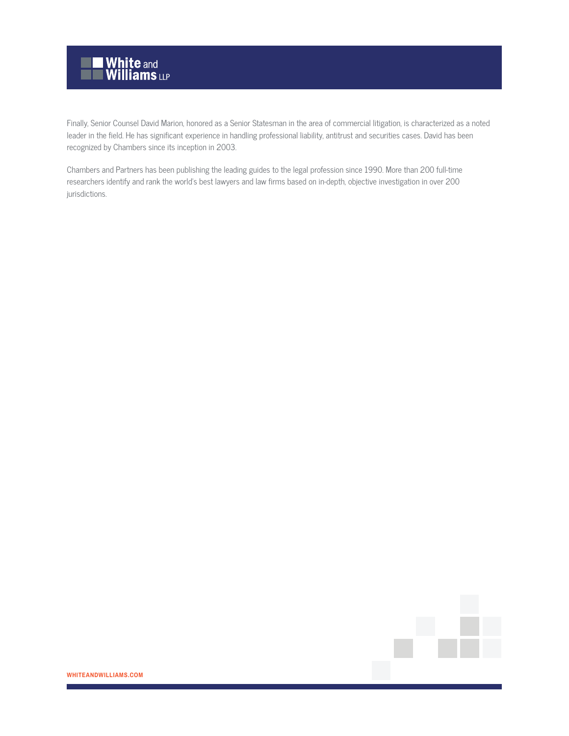Finally, Senior Counsel David Marion, honored as a Senior Statesman in the area of commercial litigation, is characterized as a noted leader in the field. He has significant experience in handling professional liability, antitrust and securities cases. David has been recognized by Chambers since its inception in 2003.

Chambers and Partners has been publishing the leading guides to the legal profession since 1990. More than 200 full-time researchers identify and rank the world's best lawyers and law firms based on in-depth, objective investigation in over 200 jurisdictions.